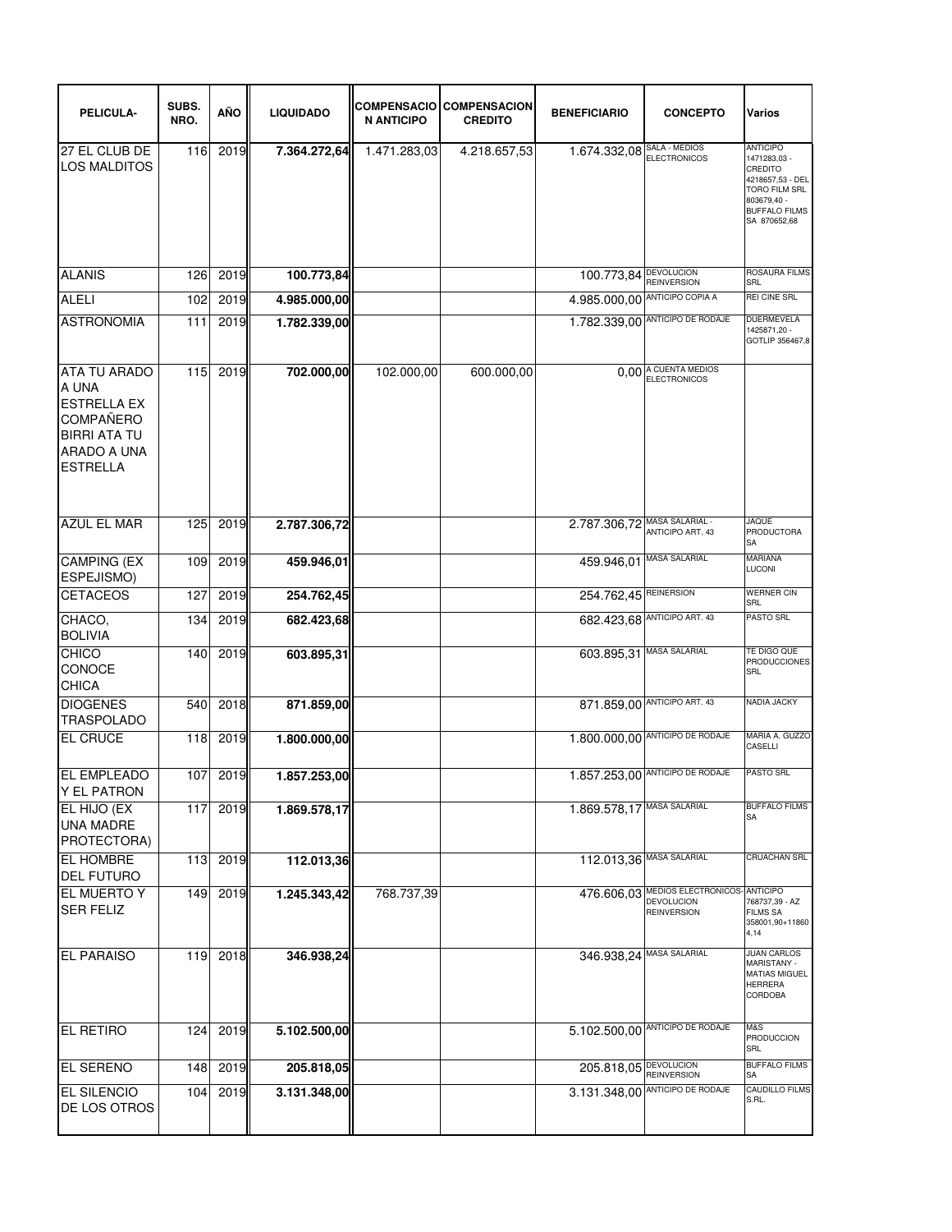| PELICULA- | SUBS. NRO. | AÑO | LIQUIDADO | COMPENSACION ANTICIPO | COMPENSACION CREDITO | BENEFICIARIO | CONCEPTO | Varios |
|---|---|---|---|---|---|---|---|---|
| 27 EL CLUB DE LOS MALDITOS | 116 | 2019 | **7.364.272,64** | 1.471.283,03 | 4.218.657,53 | 1.674.332,08 | SALA - MEDIOS ELECTRONICOS | ANTICIPO 1471283,03 - CREDITO 4218657,53 - DEL TORO FILM SRL 803679,40 - BUFFALO FILMS SA 870652,68 |
| ALANIS | 126 | 2019 | **100.773,84** | | | 100.773,84 | DEVOLUCION REINVERSION | ROSAURA FILMS SRL |
| ALELI | 102 | 2019 | **4.985.000,00** | | | 4.985.000,00 | ANTICIPO COPIA A | REI CINE SRL |
| ASTRONOMIA | 111 | 2019 | **1.782.339,00** | | | 1.782.339,00 | ANTICIPO DE RODAJE | DUERMEVELA 1425871,20 - GOTLIP 356467,8 |
| ATA TU ARADO A UNA ESTRELLA EX COMPAÑERO BIRRI ATA TU ARADO A UNA ESTRELLA | 115 | 2019 | **702.000,00** | 102.000,00 | 600.000,00 | 0,00 | A CUENTA MEDIOS ELECTRONICOS | |
| AZUL EL MAR | 125 | 2019 | **2.787.306,72** | | | 2.787.306,72 | MASA SALARIAL - ANTICIPO ART. 43 | JAQUE PRODUCTORA SA |
| CAMPING (EX ESPEJISMO) | 109 | 2019 | **459.946,01** | | | 459.946,01 | MASA SALARIAL | MARIANA LUCONI |
| CETACEOS | 127 | 2019 | **254.762,45** | | | 254.762,45 | REINERSION | WERNER CIN SRL |
| CHACO, BOLIVIA | 134 | 2019 | **682.423,68** | | | 682.423,68 | ANTICIPO ART. 43 | PASTO SRL |
| CHICO CONOCE CHICA | 140 | 2019 | **603.895,31** | | | 603.895,31 | MASA SALARIAL | TE DIGO QUE PRODUCCIONES SRL |
| DIOGENES TRASPOLADO | 540 | 2018 | **871.859,00** | | | 871.859,00 | ANTICIPO ART. 43 | NADIA JACKY |
| EL CRUCE | 118 | 2019 | **1.800.000,00** | | | 1.800.000,00 | ANTICIPO DE RODAJE | MARIA A. GUZZO CASELLI |
| EL EMPLEADO Y EL PATRON | 107 | 2019 | **1.857.253,00** | | | 1.857.253,00 | ANTICIPO DE RODAJE | PASTO SRL |
| EL HIJO (EX UNA MADRE PROTECTORA) | 117 | 2019 | **1.869.578,17** | | | 1.869.578,17 | MASA SALARIAL | BUFFALO FILMS SA |
| EL HOMBRE DEL FUTURO | 113 | 2019 | **112.013,36** | | | 112.013,36 | MASA SALARIAL | CRUACHAN SRL |
| EL MUERTO Y SER FELIZ | 149 | 2019 | **1.245.343,42** | 768.737,39 | | 476.606,03 | MEDIOS ELECTRONICOS-DEVOLUCION REINVERSION | ANTICIPO 768737,39 - AZ FILMS SA 358001,90+118604,14 |
| EL PARAISO | 119 | 2018 | **346.938,24** | | | 346.938,24 | MASA SALARIAL | JUAN CARLOS MARISTANY - MATIAS MIGUEL HERRERA CORDOBA |
| EL RETIRO | 124 | 2019 | **5.102.500,00** | | | 5.102.500,00 | ANTICIPO DE RODAJE | M&S PRODUCCION SRL |
| EL SERENO | 148 | 2019 | **205.818,05** | | | 205.818,05 | DEVOLUCION REINVERSION | BUFFALO FILMS SA |
| EL SILENCIO DE LOS OTROS | 104 | 2019 | **3.131.348,00** | | | 3.131.348,00 | ANTICIPO DE RODAJE | CAUDILLO FILMS S.RL. |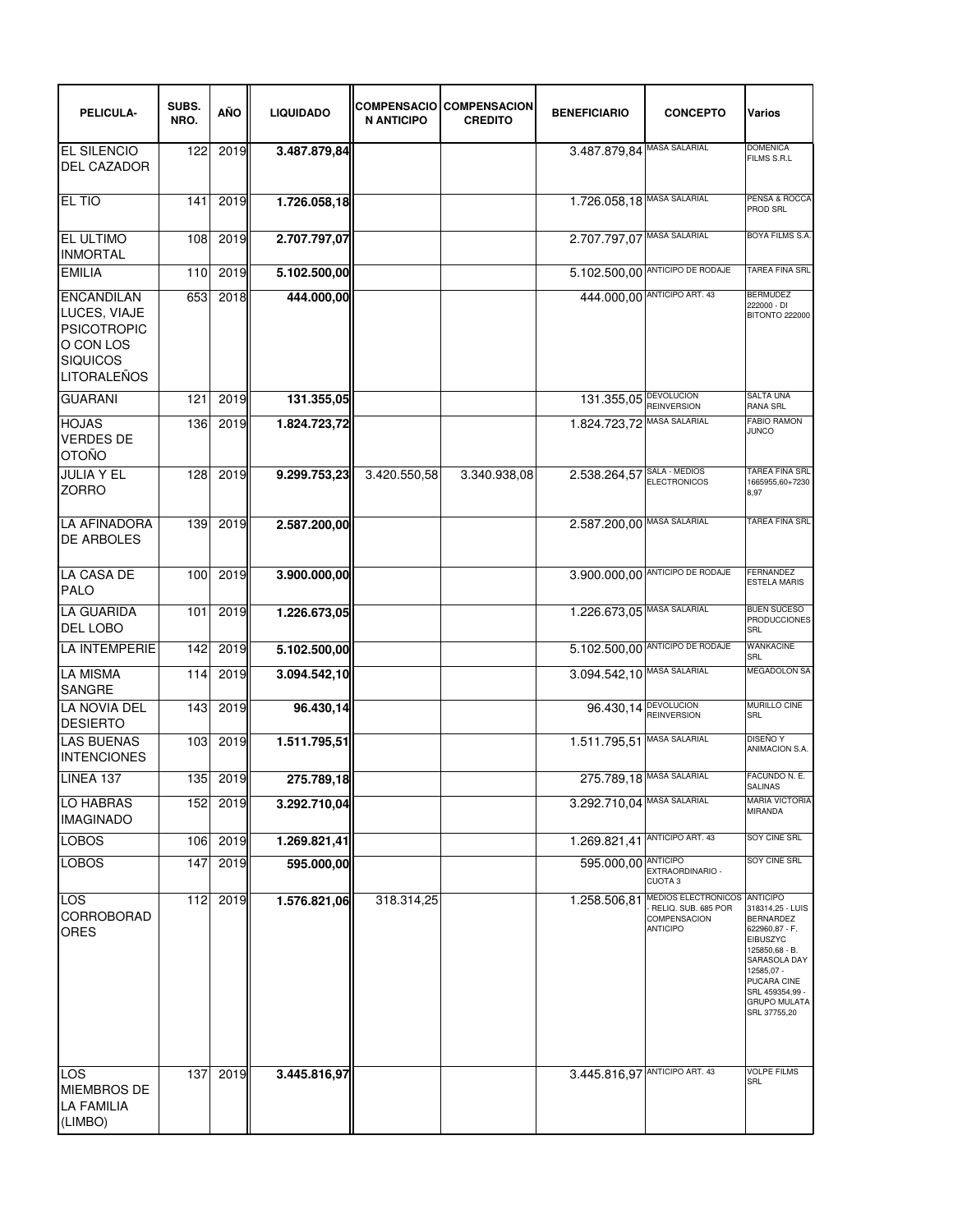| PELICULA- | SUBS. NRO. | AÑO | LIQUIDADO | COMPENSACION ANTICIPO | COMPENSACION CREDITO | BENEFICIARIO | CONCEPTO | Varios |
|---|---|---|---|---|---|---|---|---|
| EL SILENCIO DEL CAZADOR | 122 | 2019 | **3.487.879,84** | | | 3.487.879,84 | MASA SALARIAL | DOMENICA FILMS S.R.L |
| EL TIO | 141 | 2019 | **1.726.058,18** | | | 1.726.058,18 | MASA SALARIAL | PENSA & ROCCA PROD SRL |
| EL ULTIMO INMORTAL | 108 | 2019 | **2.707.797,07** | | | 2.707.797,07 | MASA SALARIAL | BOYA FILMS S.A. |
| EMILIA | 110 | 2019 | **5.102.500,00** | | | 5.102.500,00 | ANTICIPO DE RODAJE | TAREA FINA SRL |
| ENCANDILAN LUCES, VIAJE PSICOTROPICO CON LOS SIQUICOS LITORALEÑOS | 653 | 2018 | **444.000,00** | | | 444.000,00 | ANTICIPO ART. 43 | BERMUDEZ 222000 - DI BITONTO 222000 |
| GUARANI | 121 | 2019 | **131.355,05** | | | 131.355,05 | DEVOLUCION REINVERSION | SALTA UNA RANA SRL |
| HOJAS VERDES DE OTOÑO | 136 | 2019 | **1.824.723,72** | | | 1.824.723,72 | MASA SALARIAL | FABIO RAMON JUNCO |
| JULIA Y EL ZORRO | 128 | 2019 | **9.299.753,23** | 3.420.550,58 | 3.340.938,08 | 2.538.264,57 | SALA - MEDIOS ELECTRONICOS | TAREA FINA SRL 1665955,60+72308,97 |
| LA AFINADORA DE ARBOLES | 139 | 2019 | **2.587.200,00** | | | 2.587.200,00 | MASA SALARIAL | TAREA FINA SRL |
| LA CASA DE PALO | 100 | 2019 | **3.900.000,00** | | | 3.900.000,00 | ANTICIPO DE RODAJE | FERNANDEZ ESTELA MARIS |
| LA GUARIDA DEL LOBO | 101 | 2019 | **1.226.673,05** | | | 1.226.673,05 | MASA SALARIAL | BUEN SUCESO PRODUCCIONES SRL |
| LA INTEMPERIE | 142 | 2019 | **5.102.500,00** | | | 5.102.500,00 | ANTICIPO DE RODAJE | WANKACINE SRL |
| LA MISMA SANGRE | 114 | 2019 | **3.094.542,10** | | | 3.094.542,10 | MASA SALARIAL | MEGADOLON SA |
| LA NOVIA DEL DESIERTO | 143 | 2019 | **96.430,14** | | | 96.430,14 | DEVOLUCION REINVERSION | MURILLO CINE SRL |
| LAS BUENAS INTENCIONES | 103 | 2019 | **1.511.795,51** | | | 1.511.795,51 | MASA SALARIAL | DISEÑO Y ANIMACION S.A. |
| LINEA 137 | 135 | 2019 | **275.789,18** | | | 275.789,18 | MASA SALARIAL | FACUNDO N. E. SALINAS |
| LO HABRAS IMAGINADO | 152 | 2019 | **3.292.710,04** | | | 3.292.710,04 | MASA SALARIAL | MARIA VICTORIA MIRANDA |
| LOBOS | 106 | 2019 | **1.269.821,41** | | | 1.269.821,41 | ANTICIPO ART. 43 | SOY CINE SRL |
| LOBOS | 147 | 2019 | **595.000,00** | | | 595.000,00 | ANTICIPO EXTRAORDINARIO - CUOTA 3 | SOY CINE SRL |
| LOS CORROBORADORES | 112 | 2019 | **1.576.821,06** | 318.314,25 | | 1.258.506,81 | MEDIOS ELECTRONICOS - RELIQ. SUB. 685 POR COMPENSACION ANTICIPO | ANTICIPO 318314,25 - LUIS BERNARDEZ 622960,87 - F. EIBUSZYC 125850,68 - B. SARASOLA DAY 12585,07 - PUCARA CINE SRL 459354,99 - GRUPO MULATA SRL 37755,20 |
| LOS MIEMBROS DE LA FAMILIA (LIMBO) | 137 | 2019 | **3.445.816,97** | | | 3.445.816,97 | ANTICIPO ART. 43 | VOLPE FILMS SRL |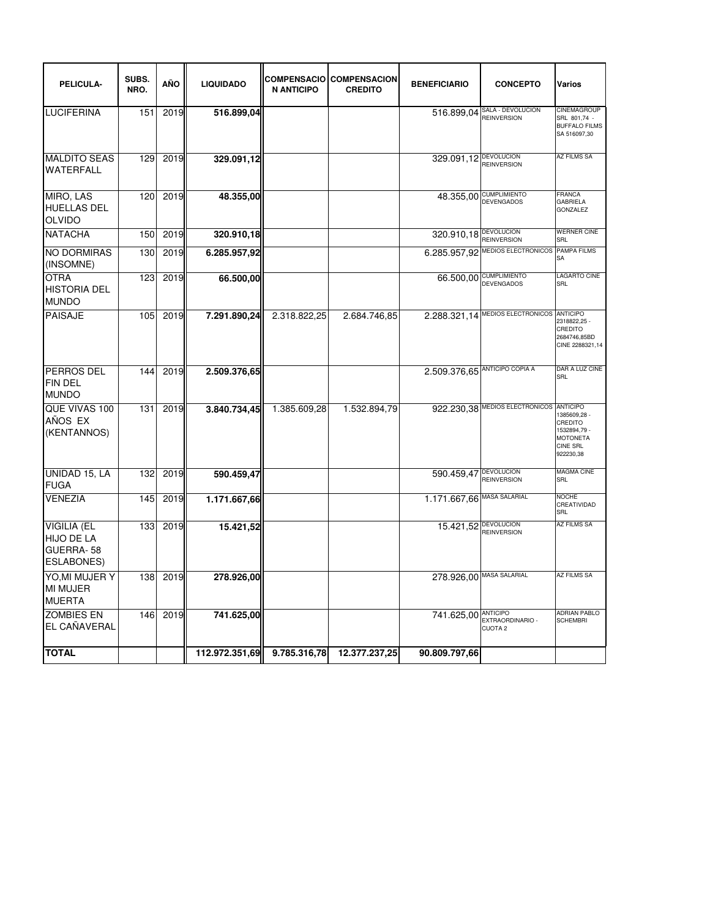| PELICULA- | SUBS. NRO. | AÑO | LIQUIDADO | COMPENSACION ANTICIPO | COMPENSACION CREDITO | BENEFICIARIO | CONCEPTO | Varios |
|---|---|---|---|---|---|---|---|---|
| LUCIFERINA | 151 | 2019 | **516.899,04** | | | 516.899,04 | SALA - DEVOLUCION REINVERSION | CINEMAGROUP SRL 801,74 - BUFFALO FILMS SA 516097,30 |
| MALDITO SEAS WATERFALL | 129 | 2019 | **329.091,12** | | | 329.091,12 | DEVOLUCION REINVERSION | AZ FILMS SA |
| MIRO, LAS HUELLAS DEL OLVIDO | 120 | 2019 | **48.355,00** | | | 48.355,00 | CUMPLIMIENTO DEVENGADOS | FRANCA GABRIELA GONZALEZ |
| NATACHA | 150 | 2019 | **320.910,18** | | | 320.910,18 | DEVOLUCION REINVERSION | WERNER CINE SRL |
| NO DORMIRAS (INSOMNE) | 130 | 2019 | **6.285.957,92** | | | 6.285.957,92 | MEDIOS ELECTRONICOS | PAMPA FILMS SA |
| OTRA HISTORIA DEL MUNDO | 123 | 2019 | **66.500,00** | | | 66.500,00 | CUMPLIMIENTO DEVENGADOS | LAGARTO CINE SRL |
| PAISAJE | 105 | 2019 | **7.291.890,24** | 2.318.822,25 | 2.684.746,85 | 2.288.321,14 | MEDIOS ELECTRONICOS | ANTICIPO 2318822,25 - CREDITO 2684746,85BD CINE 2288321,14 |
| PERROS DEL FIN DEL MUNDO | 144 | 2019 | **2.509.376,65** | | | 2.509.376,65 | ANTICIPO COPIA A | DAR A LUZ CINE SRL |
| QUE VIVAS 100 AÑOS EX (KENTANNOS) | 131 | 2019 | **3.840.734,45** | 1.385.609,28 | 1.532.894,79 | 922.230,38 | MEDIOS ELECTRONICOS | ANTICIPO 1385609,28 - CREDITO 1532894,79 - MOTONETA CINE SRL 922230,38 |
| UNIDAD 15, LA FUGA | 132 | 2019 | **590.459,47** | | | 590.459,47 | DEVOLUCION REINVERSION | MAGMA CINE SRL |
| VENEZIA | 145 | 2019 | **1.171.667,66** | | | 1.171.667,66 | MASA SALARIAL | NOCHE CREATIVIDAD SRL |
| VIGILIA (EL HIJO DE LA GUERRA- 58 ESLABONES) | 133 | 2019 | **15.421,52** | | | 15.421,52 | DEVOLUCION REINVERSION | AZ FILMS SA |
| YO,MI MUJER Y MI MUJER MUERTA | 138 | 2019 | **278.926,00** | | | 278.926,00 | MASA SALARIAL | AZ FILMS SA |
| ZOMBIES EN EL CAÑAVERAL | 146 | 2019 | **741.625,00** | | | 741.625,00 | ANTICIPO EXTRAORDINARIO - CUOTA 2 | ADRIAN PABLO SCHEMBRI |
| **TOTAL** | | | **112.972.351,69** | **9.785.316,78** | **12.377.237,25** | **90.809.797,66** | | |